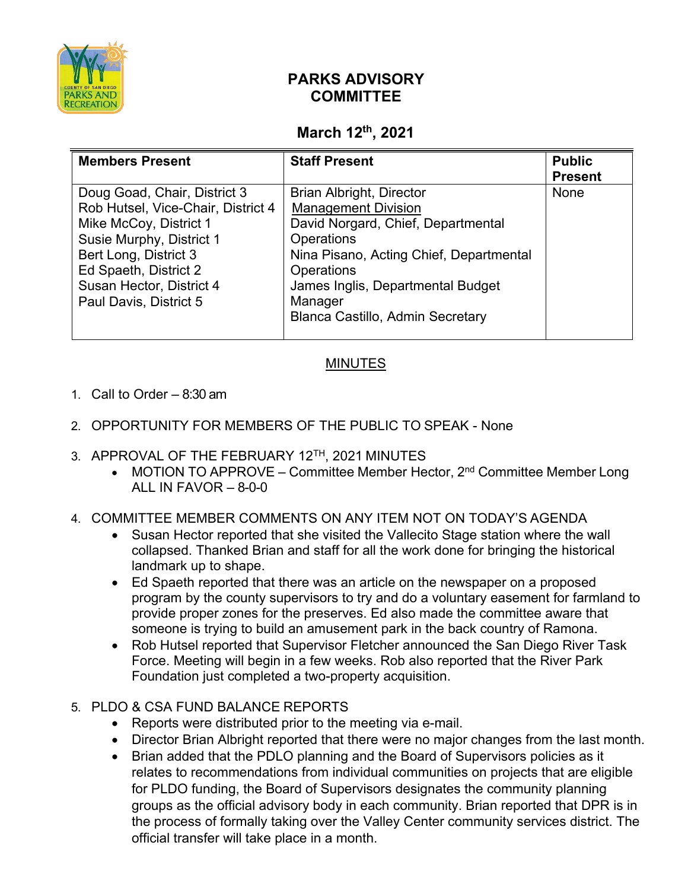# PARKS ADVISORY COMMITTEE

## March 12th, 2021

| Members Present | Staff Present | Public Present |
|---|---|---|
| Doug Goad, Chair, District 3<br>Rob Hutsel, Vice-Chair, District 4<br>Mike McCoy, District 1<br>Susie Murphy, District 1<br>Bert Long, District 3<br>Ed Spaeth, District 2<br>Susan Hector, District 4<br>Paul Davis, District 5 | Brian Albright, Director<br>Management Division<br>David Norgard, Chief, Departmental Operations<br>Nina Pisano, Acting Chief, Departmental Operations<br>James Inglis, Departmental Budget Manager<br>Blanca Castillo, Admin Secretary | None |

### MINUTES

1. Call to Order – 8:30 am

2. OPPORTUNITY FOR MEMBERS OF THE PUBLIC TO SPEAK - None

3. APPROVAL OF THE FEBRUARY 12TH, 2021 MINUTES
   - MOTION TO APPROVE – Committee Member Hector, 2nd Committee Member Long ALL IN FAVOR – 8-0-0

4. COMMITTEE MEMBER COMMENTS ON ANY ITEM NOT ON TODAY'S AGENDA
   - Susan Hector reported that she visited the Vallecito Stage station where the wall collapsed. Thanked Brian and staff for all the work done for bringing the historical landmark up to shape.
   - Ed Spaeth reported that there was an article on the newspaper on a proposed program by the county supervisors to try and do a voluntary easement for farmland to provide proper zones for the preserves. Ed also made the committee aware that someone is trying to build an amusement park in the back country of Ramona.
   - Rob Hutsel reported that Supervisor Fletcher announced the San Diego River Task Force. Meeting will begin in a few weeks. Rob also reported that the River Park Foundation just completed a two-property acquisition.

5. PLDO & CSA FUND BALANCE REPORTS
   - Reports were distributed prior to the meeting via e-mail.
   - Director Brian Albright reported that there were no major changes from the last month.
   - Brian added that the PDLO planning and the Board of Supervisors policies as it relates to recommendations from individual communities on projects that are eligible for PLDO funding, the Board of Supervisors designates the community planning groups as the official advisory body in each community. Brian reported that DPR is in the process of formally taking over the Valley Center community services district. The official transfer will take place in a month.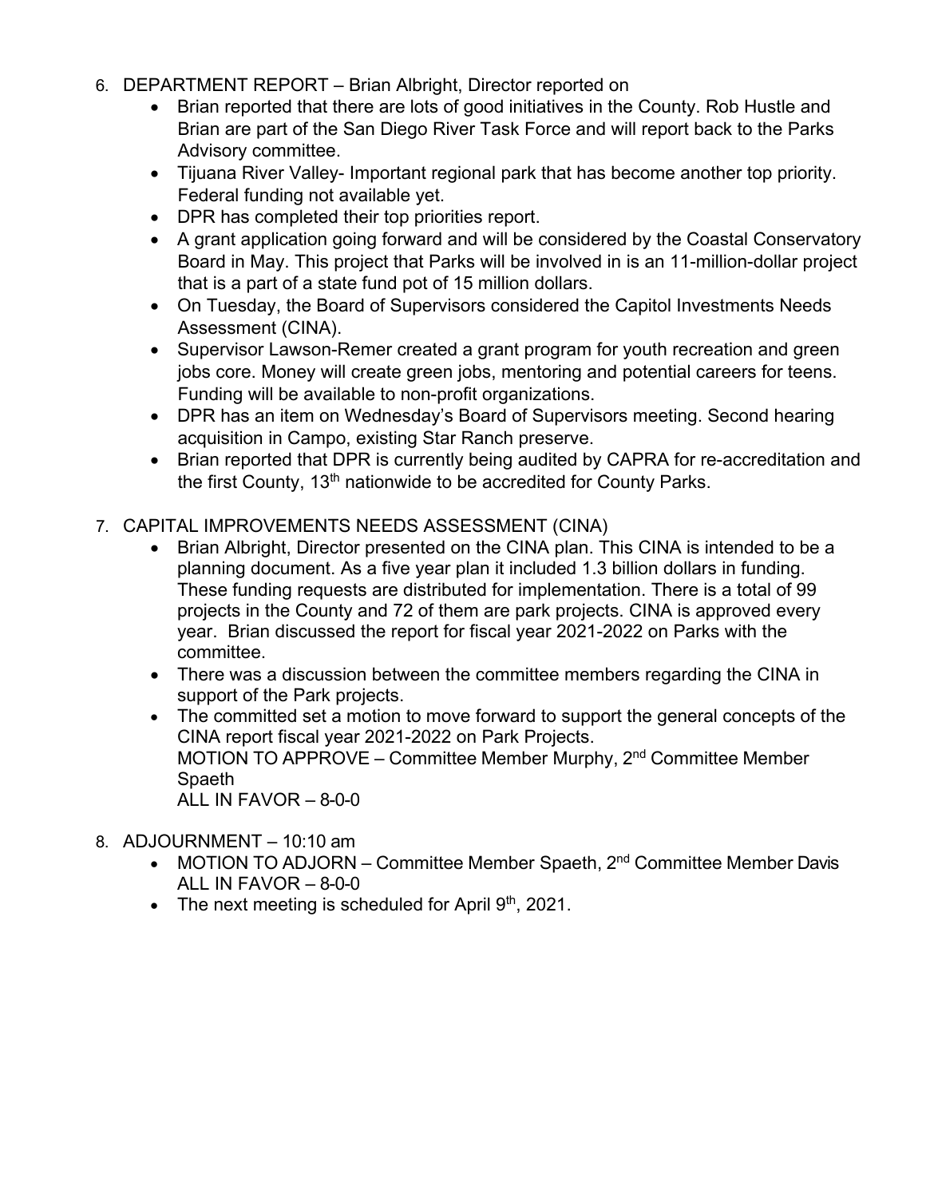6. DEPARTMENT REPORT – Brian Albright, Director reported on
   - Brian reported that there are lots of good initiatives in the County. Rob Hustle and Brian are part of the San Diego River Task Force and will report back to the Parks Advisory committee.
   - Tijuana River Valley- Important regional park that has become another top priority. Federal funding not available yet.
   - DPR has completed their top priorities report.
   - A grant application going forward and will be considered by the Coastal Conservatory Board in May. This project that Parks will be involved in is an 11-million-dollar project that is a part of a state fund pot of 15 million dollars.
   - On Tuesday, the Board of Supervisors considered the Capitol Investments Needs Assessment (CINA).
   - Supervisor Lawson-Remer created a grant program for youth recreation and green jobs core. Money will create green jobs, mentoring and potential careers for teens. Funding will be available to non-profit organizations.
   - DPR has an item on Wednesday's Board of Supervisors meeting. Second hearing acquisition in Campo, existing Star Ranch preserve.
   - Brian reported that DPR is currently being audited by CAPRA for re-accreditation and the first County, 13th nationwide to be accredited for County Parks.

7. CAPITAL IMPROVEMENTS NEEDS ASSESSMENT (CINA)
   - Brian Albright, Director presented on the CINA plan. This CINA is intended to be a planning document. As a five year plan it included 1.3 billion dollars in funding. These funding requests are distributed for implementation. There is a total of 99 projects in the County and 72 of them are park projects. CINA is approved every year. Brian discussed the report for fiscal year 2021-2022 on Parks with the committee.
   - There was a discussion between the committee members regarding the CINA in support of the Park projects.
   - The committed set a motion to move forward to support the general concepts of the CINA report fiscal year 2021-2022 on Park Projects.
     MOTION TO APPROVE – Committee Member Murphy, 2nd Committee Member Spaeth
     ALL IN FAVOR – 8-0-0

8. ADJOURNMENT – 10:10 am
   - MOTION TO ADJORN – Committee Member Spaeth, 2nd Committee Member Davis
     ALL IN FAVOR – 8-0-0
   - The next meeting is scheduled for April 9th, 2021.